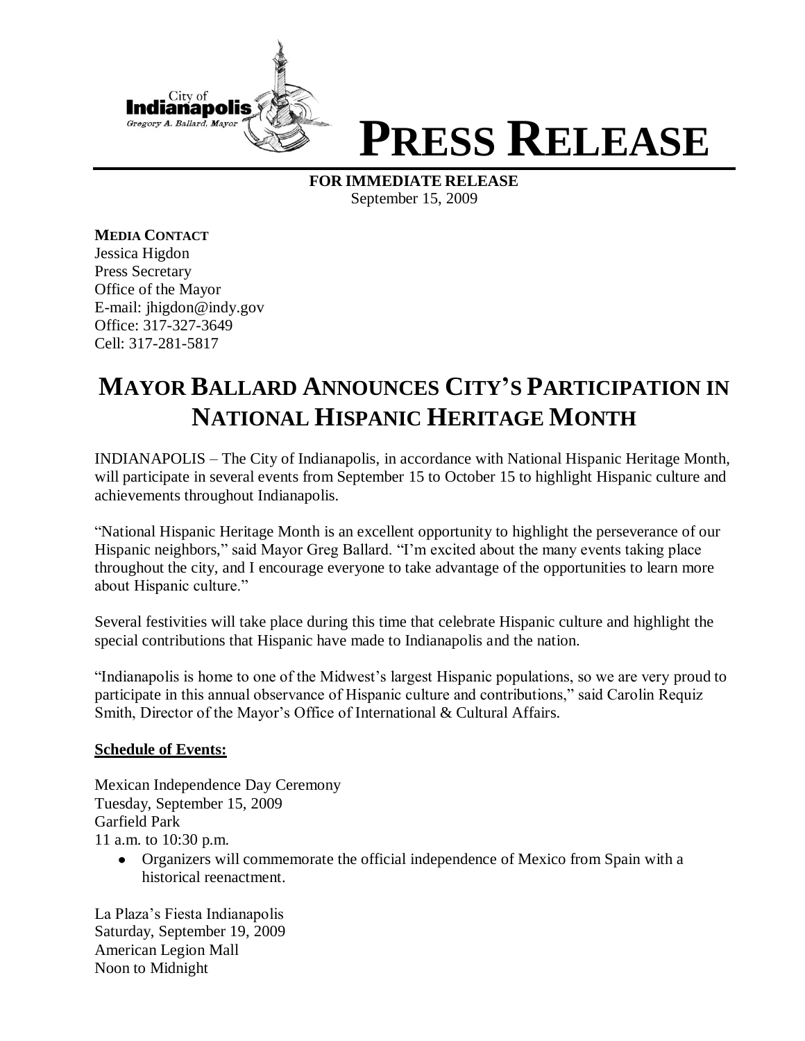City of **Indianapolis**
*Gregory A. Ballard, Mayor*

# PRESS RELEASE

**FOR IMMEDIATE RELEASE**
September 15, 2009

**MEDIA CONTACT**
Jessica Higdon
Press Secretary
Office of the Mayor
E-mail: jhigdon@indy.gov
Office: 317-327-3649
Cell: 317-281-5817

## MAYOR BALLARD ANNOUNCES CITY'S PARTICIPATION IN NATIONAL HISPANIC HERITAGE MONTH

INDIANAPOLIS – The City of Indianapolis, in accordance with National Hispanic Heritage Month, will participate in several events from September 15 to October 15 to highlight Hispanic culture and achievements throughout Indianapolis.

"National Hispanic Heritage Month is an excellent opportunity to highlight the perseverance of our Hispanic neighbors," said Mayor Greg Ballard. "I'm excited about the many events taking place throughout the city, and I encourage everyone to take advantage of the opportunities to learn more about Hispanic culture."

Several festivities will take place during this time that celebrate Hispanic culture and highlight the special contributions that Hispanic have made to Indianapolis and the nation.

"Indianapolis is home to one of the Midwest's largest Hispanic populations, so we are very proud to participate in this annual observance of Hispanic culture and contributions," said Carolin Requiz Smith, Director of the Mayor's Office of International & Cultural Affairs.

**Schedule of Events:**

Mexican Independence Day Ceremony
Tuesday, September 15, 2009
Garfield Park
11 a.m. to 10:30 p.m.

- Organizers will commemorate the official independence of Mexico from Spain with a historical reenactment.

La Plaza's Fiesta Indianapolis
Saturday, September 19, 2009
American Legion Mall
Noon to Midnight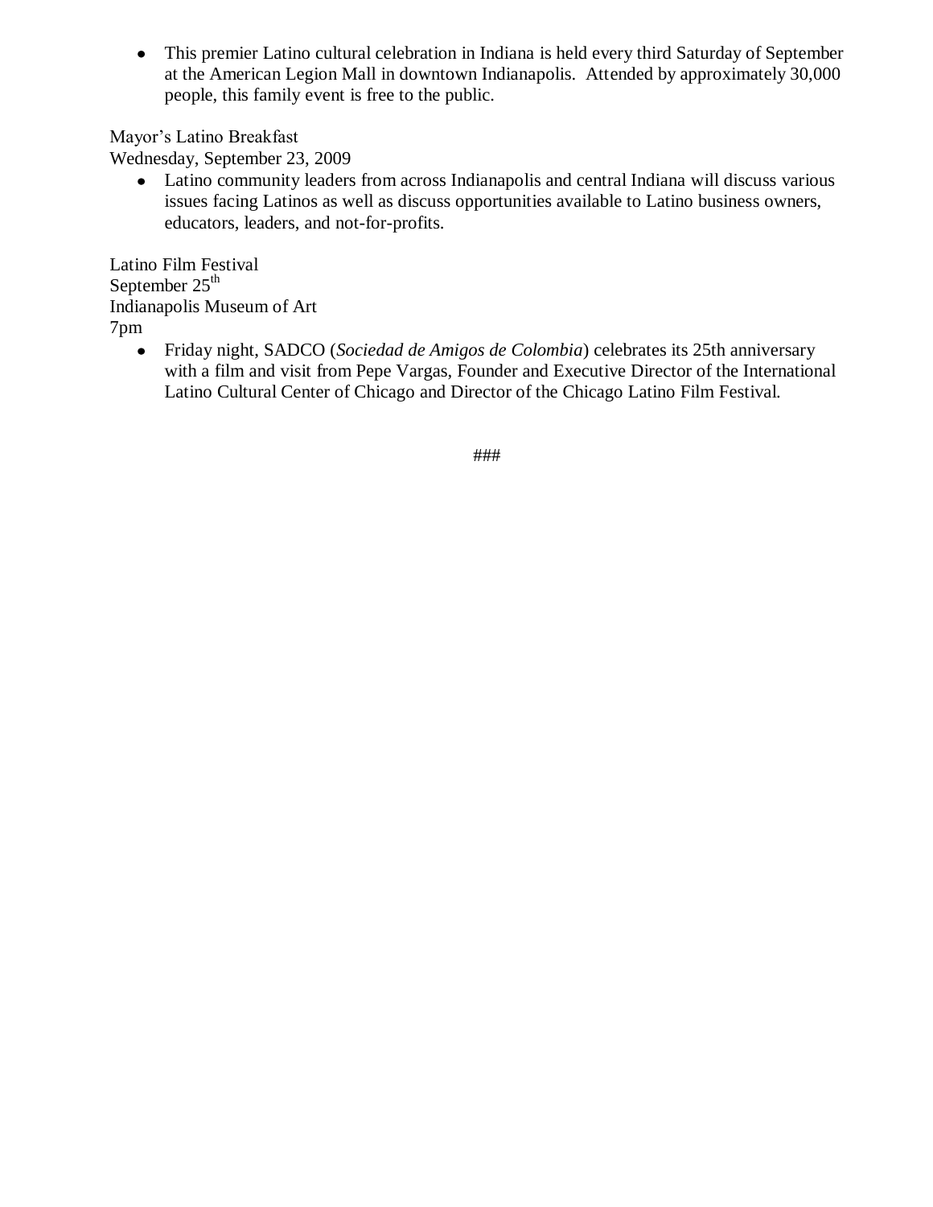- This premier Latino cultural celebration in Indiana is held every third Saturday of September at the American Legion Mall in downtown Indianapolis. Attended by approximately 30,000 people, this family event is free to the public.

Mayor's Latino Breakfast
Wednesday, September 23, 2009

- Latino community leaders from across Indianapolis and central Indiana will discuss various issues facing Latinos as well as discuss opportunities available to Latino business owners, educators, leaders, and not-for-profits.

Latino Film Festival
September 25th
Indianapolis Museum of Art
7pm

- Friday night, SADCO (*Sociedad de Amigos de Colombia*) celebrates its 25th anniversary with a film and visit from Pepe Vargas, Founder and Executive Director of the International Latino Cultural Center of Chicago and Director of the Chicago Latino Film Festival.

###